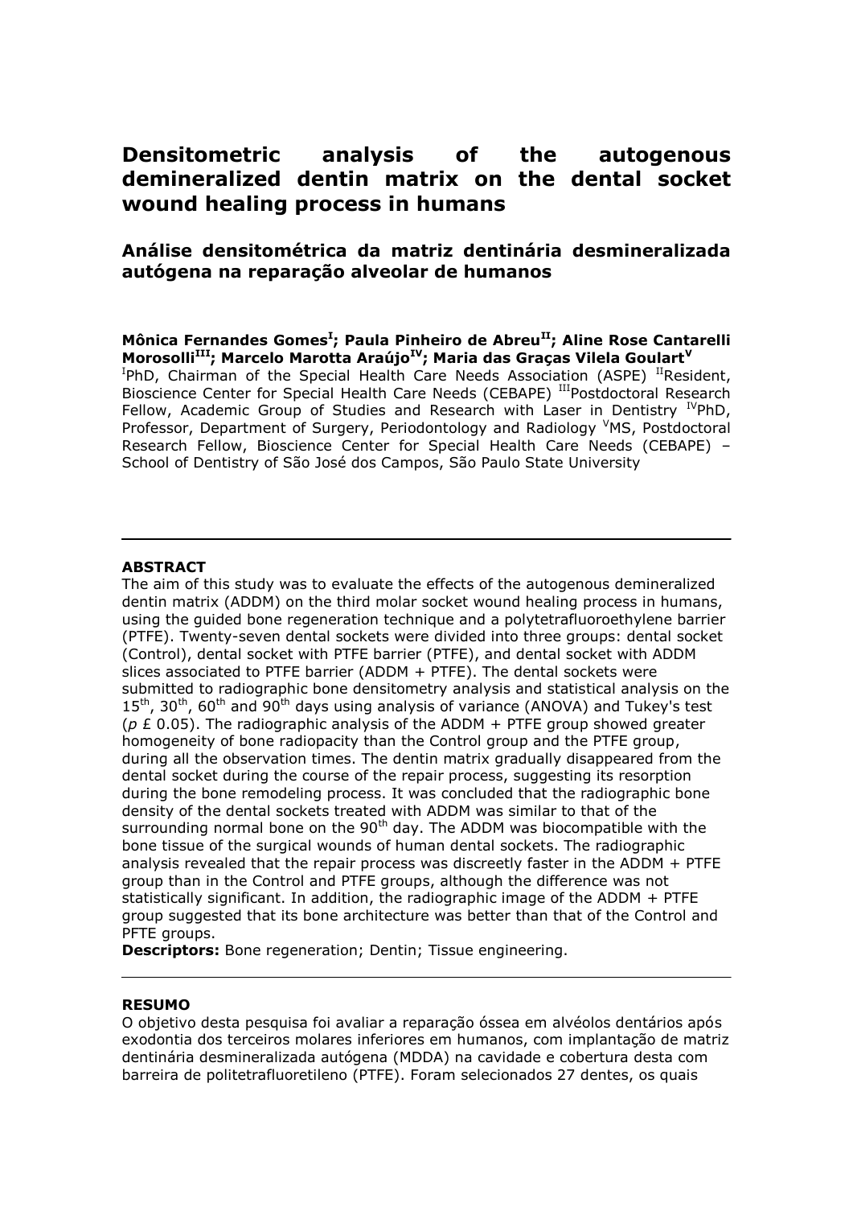# Densitometric analysis of the autogenous demineralized dentin matrix on the dental socket wound healing process in humans

## Análise densitométrica da matriz dentinária desmineralizada autógena na reparação alveolar de humanos

**Mônica Fernandes Gomes[I]; Paula Pinheiro de Abreu[II]; Aline Rose Cantarelli Morosolli[III]; Marcelo Marotta Araújo[IV]; Maria das Graças Vilela Goulart[V]**

[I]PhD, Chairman of the Special Health Care Needs Association (ASPE) [II]Resident, Bioscience Center for Special Health Care Needs (CEBAPE) [III]Postdoctoral Research Fellow, Academic Group of Studies and Research with Laser in Dentistry [IV]PhD, Professor, Department of Surgery, Periodontology and Radiology [V]MS, Postdoctoral Research Fellow, Bioscience Center for Special Health Care Needs (CEBAPE) – School of Dentistry of São José dos Campos, São Paulo State University

---

**ABSTRACT**

The aim of this study was to evaluate the effects of the autogenous demineralized dentin matrix (ADDM) on the third molar socket wound healing process in humans, using the guided bone regeneration technique and a polytetrafluoroethylene barrier (PTFE). Twenty-seven dental sockets were divided into three groups: dental socket (Control), dental socket with PTFE barrier (PTFE), and dental socket with ADDM slices associated to PTFE barrier (ADDM + PTFE). The dental sockets were submitted to radiographic bone densitometry analysis and statistical analysis on the 15th, 30th, 60th and 90th days using analysis of variance (ANOVA) and Tukey's test ($p$ £ 0.05). The radiographic analysis of the ADDM + PTFE group showed greater homogeneity of bone radiopacity than the Control group and the PTFE group, during all the observation times. The dentin matrix gradually disappeared from the dental socket during the course of the repair process, suggesting its resorption during the bone remodeling process. It was concluded that the radiographic bone density of the dental sockets treated with ADDM was similar to that of the surrounding normal bone on the 90th day. The ADDM was biocompatible with the bone tissue of the surgical wounds of human dental sockets. The radiographic analysis revealed that the repair process was discreetly faster in the ADDM + PTFE group than in the Control and PTFE groups, although the difference was not statistically significant. In addition, the radiographic image of the ADDM + PTFE group suggested that its bone architecture was better than that of the Control and PFTE groups.

**Descriptors:** Bone regeneration; Dentin; Tissue engineering.

---

**RESUMO**

O objetivo desta pesquisa foi avaliar a reparação óssea em alvéolos dentários após exodontia dos terceiros molares inferiores em humanos, com implantação de matriz dentinária desmineralizada autógena (MDDA) na cavidade e cobertura desta com barreira de politetrafluoretileno (PTFE). Foram selecionados 27 dentes, os quais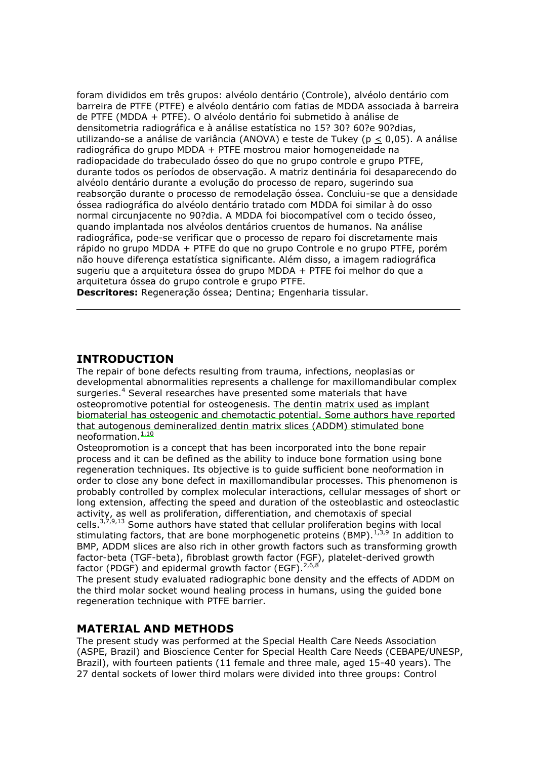foram divididos em três grupos: alvéolo dentário (Controle), alvéolo dentário com barreira de PTFE (PTFE) e alvéolo dentário com fatias de MDDA associada à barreira de PTFE (MDDA + PTFE). O alvéolo dentário foi submetido à análise de densitometria radiográfica e à análise estatística no 15? 30? 60?e 90?dias, utilizando-se a análise de variância (ANOVA) e teste de Tukey ($p \leq 0,05$). A análise radiográfica do grupo MDDA + PTFE mostrou maior homogeneidade na radiopacidade do trabeculado ósseo do que no grupo controle e grupo PTFE, durante todos os períodos de observação. A matriz dentinária foi desaparecendo do alvéolo dentário durante a evolução do processo de reparo, sugerindo sua reabsorção durante o processo de remodelação óssea. Concluiu-se que a densidade óssea radiográfica do alvéolo dentário tratado com MDDA foi similar à do osso normal circunjacente no 90?dia. A MDDA foi biocompatível com o tecido ósseo, quando implantada nos alvéolos dentários cruentos de humanos. Na análise radiográfica, pode-se verificar que o processo de reparo foi discretamente mais rápido no grupo MDDA + PTFE do que no grupo Controle e no grupo PTFE, porém não houve diferença estatística significante. Além disso, a imagem radiográfica sugeriu que a arquitetura óssea do grupo MDDA + PTFE foi melhor do que a arquitetura óssea do grupo controle e grupo PTFE.

**Descritores:** Regeneração óssea; Dentina; Engenharia tissular.

---

## INTRODUCTION

The repair of bone defects resulting from trauma, infections, neoplasias or developmental abnormalities represents a challenge for maxillomandibular complex surgeries.[4] Several researches have presented some materials that have osteopromotive potential for osteogenesis. The dentin matrix used as implant biomaterial has osteogenic and chemotactic potential. Some authors have reported that autogenous demineralized dentin matrix slices (ADDM) stimulated bone neoformation.[1,10]

Osteopromotion is a concept that has been incorporated into the bone repair process and it can be defined as the ability to induce bone formation using bone regeneration techniques. Its objective is to guide sufficient bone neoformation in order to close any bone defect in maxillomandibular processes. This phenomenon is probably controlled by complex molecular interactions, cellular messages of short or long extension, affecting the speed and duration of the osteoblastic and osteoclastic activity, as well as proliferation, differentiation, and chemotaxis of special cells.[3,7,9,13] Some authors have stated that cellular proliferation begins with local stimulating factors, that are bone morphogenetic proteins (BMP).[1,3,9] In addition to BMP, ADDM slices are also rich in other growth factors such as transforming growth factor-beta (TGF-beta), fibroblast growth factor (FGF), platelet-derived growth factor (PDGF) and epidermal growth factor (EGF).[2,6,8]

The present study evaluated radiographic bone density and the effects of ADDM on the third molar socket wound healing process in humans, using the guided bone regeneration technique with PTFE barrier.

## MATERIAL AND METHODS

The present study was performed at the Special Health Care Needs Association (ASPE, Brazil) and Bioscience Center for Special Health Care Needs (CEBAPE/UNESP, Brazil), with fourteen patients (11 female and three male, aged 15-40 years). The 27 dental sockets of lower third molars were divided into three groups: Control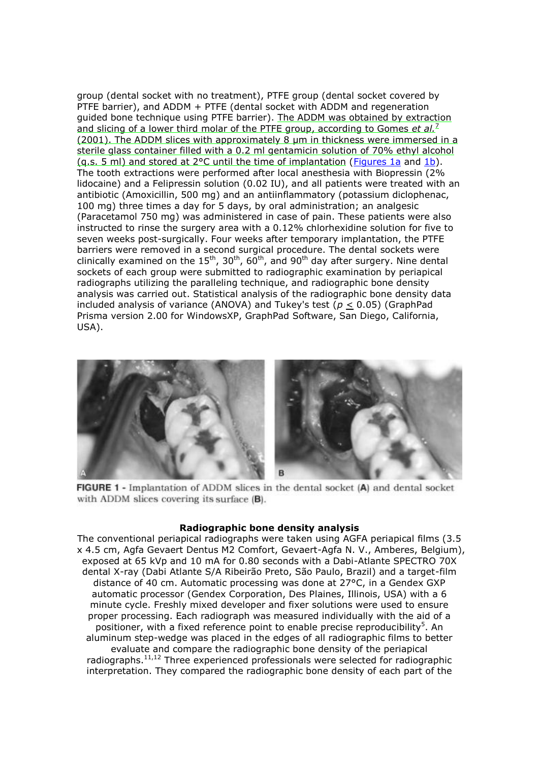group (dental socket with no treatment), PTFE group (dental socket covered by PTFE barrier), and ADDM + PTFE (dental socket with ADDM and regeneration guided bone technique using PTFE barrier). The ADDM was obtained by extraction and slicing of a lower third molar of the PTFE group, according to Gomes *et al.*[7] (2001). The ADDM slices with approximately 8 µm in thickness were immersed in a sterile glass container filled with a 0.2 ml gentamicin solution of 70% ethyl alcohol (q.s. 5 ml) and stored at 2°C until the time of implantation (Figures 1a and 1b). The tooth extractions were performed after local anesthesia with Biopressin (2% lidocaine) and a Felipressin solution (0.02 IU), and all patients were treated with an antibiotic (Amoxicillin, 500 mg) and an antiinflammatory (potassium diclophenac, 100 mg) three times a day for 5 days, by oral administration; an analgesic (Paracetamol 750 mg) was administered in case of pain. These patients were also instructed to rinse the surgery area with a 0.12% chlorhexidine solution for five to seven weeks post-surgically. Four weeks after temporary implantation, the PTFE barriers were removed in a second surgical procedure. The dental sockets were clinically examined on the 15th, 30th, 60th, and 90th day after surgery. Nine dental sockets of each group were submitted to radiographic examination by periapical radiographs utilizing the paralleling technique, and radiographic bone density analysis was carried out. Statistical analysis of the radiographic bone density data included analysis of variance (ANOVA) and Tukey's test ($p \leq 0.05$) (GraphPad Prisma version 2.00 for WindowsXP, GraphPad Software, San Diego, California, USA).

**FIGURE 1** - Implantation of ADDM slices in the dental socket (**A**) and dental socket with ADDM slices covering its surface (**B**).

### Radiographic bone density analysis

The conventional periapical radiographs were taken using AGFA periapical films (3.5 x 4.5 cm, Agfa Gevaert Dentus M2 Comfort, Gevaert-Agfa N. V., Amberes, Belgium), exposed at 65 kVp and 10 mA for 0.80 seconds with a Dabi-Atlante SPECTRO 70X dental X-ray (Dabi Atlante S/A Ribeirão Preto, São Paulo, Brazil) and a target-film distance of 40 cm. Automatic processing was done at 27°C, in a Gendex GXP automatic processor (Gendex Corporation, Des Plaines, Illinois, USA) with a 6 minute cycle. Freshly mixed developer and fixer solutions were used to ensure proper processing. Each radiograph was measured individually with the aid of a positioner, with a fixed reference point to enable precise reproducibility[5]. An aluminum step-wedge was placed in the edges of all radiographic films to better evaluate and compare the radiographic bone density of the periapical radiographs.[11,12] Three experienced professionals were selected for radiographic interpretation. They compared the radiographic bone density of each part of the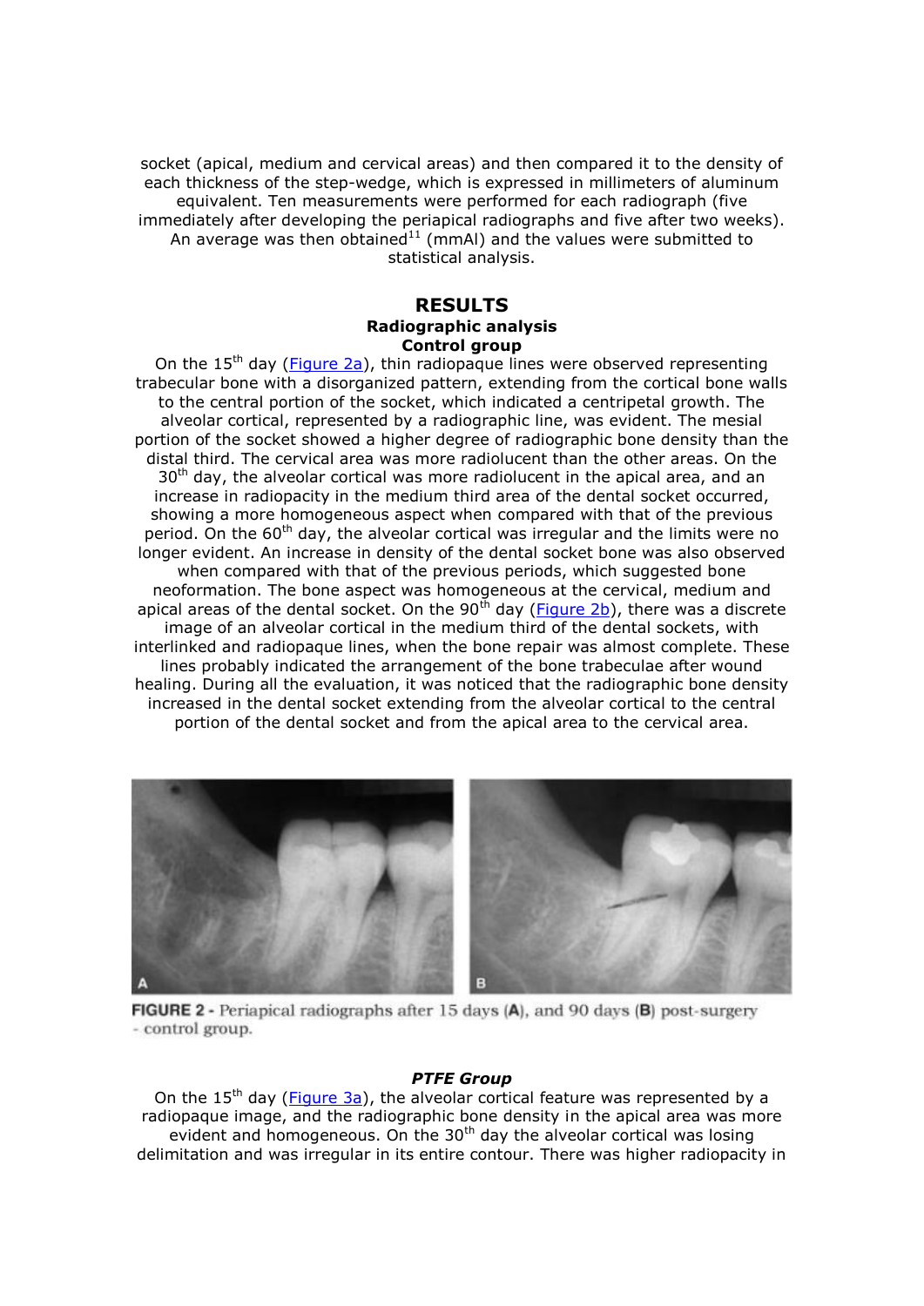socket (apical, medium and cervical areas) and then compared it to the density of each thickness of the step-wedge, which is expressed in millimeters of aluminum equivalent. Ten measurements were performed for each radiograph (five immediately after developing the periapical radiographs and five after two weeks). An average was then obtained[11] (mmAl) and the values were submitted to statistical analysis.

## RESULTS

### Radiographic analysis

#### Control group

On the 15th day (Figure 2a), thin radiopaque lines were observed representing trabecular bone with a disorganized pattern, extending from the cortical bone walls to the central portion of the socket, which indicated a centripetal growth. The alveolar cortical, represented by a radiographic line, was evident. The mesial portion of the socket showed a higher degree of radiographic bone density than the distal third. The cervical area was more radiolucent than the other areas. On the 30th day, the alveolar cortical was more radiolucent in the apical area, and an increase in radiopacity in the medium third area of the dental socket occurred, showing a more homogeneous aspect when compared with that of the previous period. On the 60th day, the alveolar cortical was irregular and the limits were no longer evident. An increase in density of the dental socket bone was also observed when compared with that of the previous periods, which suggested bone neoformation. The bone aspect was homogeneous at the cervical, medium and apical areas of the dental socket. On the 90th day (Figure 2b), there was a discrete image of an alveolar cortical in the medium third of the dental sockets, with interlinked and radiopaque lines, when the bone repair was almost complete. These lines probably indicated the arrangement of the bone trabeculae after wound healing. During all the evaluation, it was noticed that the radiographic bone density increased in the dental socket extending from the alveolar cortical to the central portion of the dental socket and from the apical area to the cervical area.

**FIGURE 2 -** Periapical radiographs after 15 days (**A**), and 90 days (**B**) post-surgery - control group.

#### *PTFE Group*

On the 15th day (Figure 3a), the alveolar cortical feature was represented by a radiopaque image, and the radiographic bone density in the apical area was more evident and homogeneous. On the 30th day the alveolar cortical was losing delimitation and was irregular in its entire contour. There was higher radiopacity in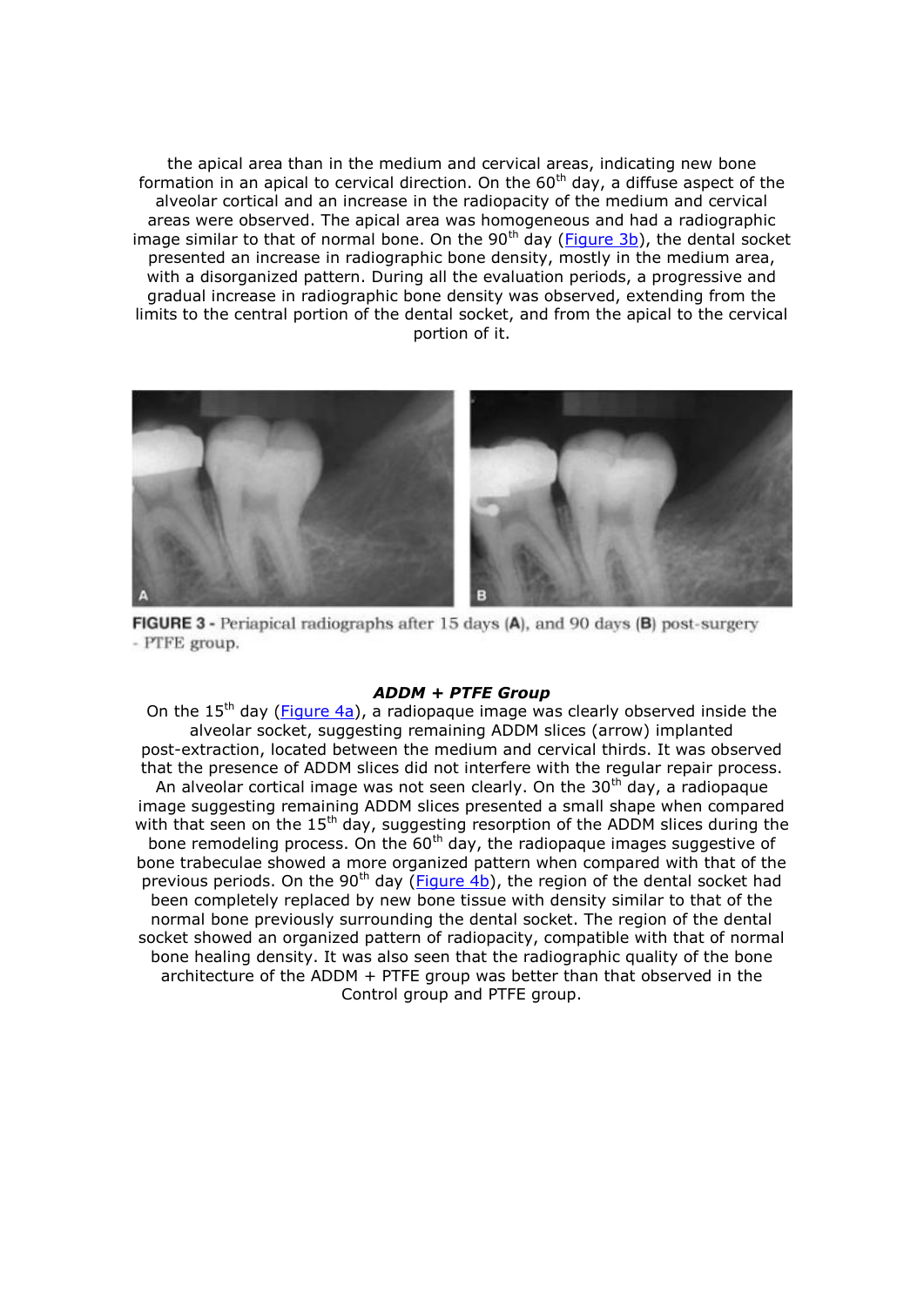the apical area than in the medium and cervical areas, indicating new bone formation in an apical to cervical direction. On the 60th day, a diffuse aspect of the alveolar cortical and an increase in the radiopacity of the medium and cervical areas were observed. The apical area was homogeneous and had a radiographic image similar to that of normal bone. On the 90th day (Figure 3b), the dental socket presented an increase in radiographic bone density, mostly in the medium area, with a disorganized pattern. During all the evaluation periods, a progressive and gradual increase in radiographic bone density was observed, extending from the limits to the central portion of the dental socket, and from the apical to the cervical portion of it.

**FIGURE 3 -** Periapical radiographs after 15 days (**A**), and 90 days (**B**) post-surgery - PTFE group.

### *ADDM + PTFE Group*

On the 15th day (Figure 4a), a radiopaque image was clearly observed inside the alveolar socket, suggesting remaining ADDM slices (arrow) implanted post-extraction, located between the medium and cervical thirds. It was observed that the presence of ADDM slices did not interfere with the regular repair process. An alveolar cortical image was not seen clearly. On the 30th day, a radiopaque image suggesting remaining ADDM slices presented a small shape when compared with that seen on the 15th day, suggesting resorption of the ADDM slices during the bone remodeling process. On the 60th day, the radiopaque images suggestive of bone trabeculae showed a more organized pattern when compared with that of the previous periods. On the 90th day (Figure 4b), the region of the dental socket had been completely replaced by new bone tissue with density similar to that of the normal bone previously surrounding the dental socket. The region of the dental socket showed an organized pattern of radiopacity, compatible with that of normal bone healing density. It was also seen that the radiographic quality of the bone architecture of the ADDM + PTFE group was better than that observed in the Control group and PTFE group.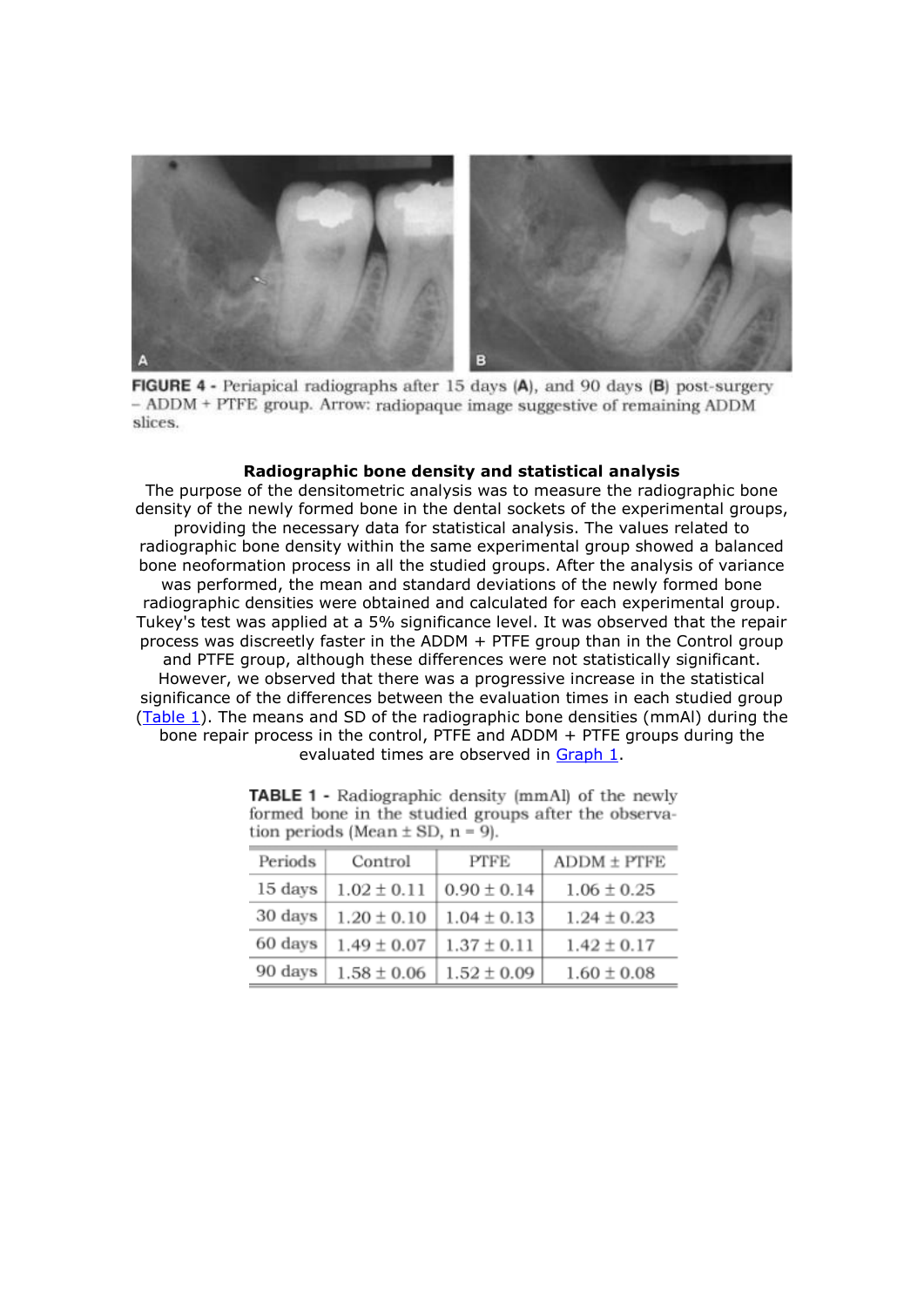FIGURE 4 - Periapical radiographs after 15 days (**A**), and 90 days (**B**) post-surgery – ADDM + PTFE group. Arrow: radiopaque image suggestive of remaining ADDM slices.

**Radiographic bone density and statistical analysis**

The purpose of the densitometric analysis was to measure the radiographic bone density of the newly formed bone in the dental sockets of the experimental groups, providing the necessary data for statistical analysis. The values related to radiographic bone density within the same experimental group showed a balanced bone neoformation process in all the studied groups. After the analysis of variance was performed, the mean and standard deviations of the newly formed bone radiographic densities were obtained and calculated for each experimental group. Tukey's test was applied at a 5% significance level. It was observed that the repair process was discreetly faster in the ADDM + PTFE group than in the Control group and PTFE group, although these differences were not statistically significant. However, we observed that there was a progressive increase in the statistical significance of the differences between the evaluation times in each studied group (Table 1). The means and SD of the radiographic bone densities (mmAl) during the bone repair process in the control, PTFE and ADDM + PTFE groups during the evaluated times are observed in Graph 1.

**TABLE 1** - Radiographic density (mmAl) of the newly formed bone in the studied groups after the observation periods (Mean ± SD, n = 9).

| Periods | Control | PTFE | ADDM ± PTFE |
|---|---|---|---|
| 15 days | 1.02 ± 0.11 | 0.90 ± 0.14 | 1.06 ± 0.25 |
| 30 days | 1.20 ± 0.10 | 1.04 ± 0.13 | 1.24 ± 0.23 |
| 60 days | 1.49 ± 0.07 | 1.37 ± 0.11 | 1.42 ± 0.17 |
| 90 days | 1.58 ± 0.06 | 1.52 ± 0.09 | 1.60 ± 0.08 |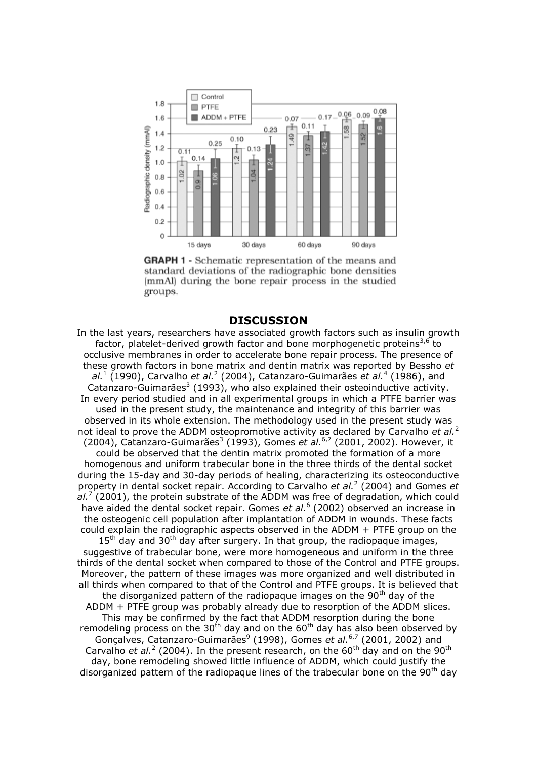**GRAPH 1 -** Schematic representation of the means and standard deviations of the radiographic bone densities (mmAl) during the bone repair process in the studied groups.

## DISCUSSION

In the last years, researchers have associated growth factors such as insulin growth factor, platelet-derived growth factor and bone morphogenetic proteins[3,6] to occlusive membranes in order to accelerate bone repair process. The presence of these growth factors in bone matrix and dentin matrix was reported by Bessho *et al.*[1] (1990), Carvalho *et al.*[2] (2004), Catanzaro-Guimarães *et al.*[4] (1986), and Catanzaro-Guimarães[3] (1993), who also explained their osteoinductive activity. In every period studied and in all experimental groups in which a PTFE barrier was used in the present study, the maintenance and integrity of this barrier was observed in its whole extension. The methodology used in the present study was not ideal to prove the ADDM osteopromotive activity as declared by Carvalho *et al.*[2] (2004), Catanzaro-Guimarães[3] (1993), Gomes *et al.*[6,7] (2001, 2002). However, it could be observed that the dentin matrix promoted the formation of a more homogenous and uniform trabecular bone in the three thirds of the dental socket during the 15-day and 30-day periods of healing, characterizing its osteoconductive property in dental socket repair. According to Carvalho *et al.*[2] (2004) and Gomes *et al.*[7] (2001), the protein substrate of the ADDM was free of degradation, which could have aided the dental socket repair. Gomes *et al.*[6] (2002) observed an increase in the osteogenic cell population after implantation of ADDM in wounds. These facts could explain the radiographic aspects observed in the ADDM + PTFE group on the 15th day and 30th day after surgery. In that group, the radiopaque images, suggestive of trabecular bone, were more homogeneous and uniform in the three thirds of the dental socket when compared to those of the Control and PTFE groups. Moreover, the pattern of these images was more organized and well distributed in all thirds when compared to that of the Control and PTFE groups. It is believed that the disorganized pattern of the radiopaque images on the 90th day of the ADDM + PTFE group was probably already due to resorption of the ADDM slices. This may be confirmed by the fact that ADDM resorption during the bone remodeling process on the 30th day and on the 60th day has also been observed by Gonçalves, Catanzaro-Guimarães[9] (1998), Gomes *et al.*[6,7] (2001, 2002) and Carvalho *et al.*[2] (2004). In the present research, on the 60th day and on the 90th day, bone remodeling showed little influence of ADDM, which could justify the disorganized pattern of the radiopaque lines of the trabecular bone on the 90th day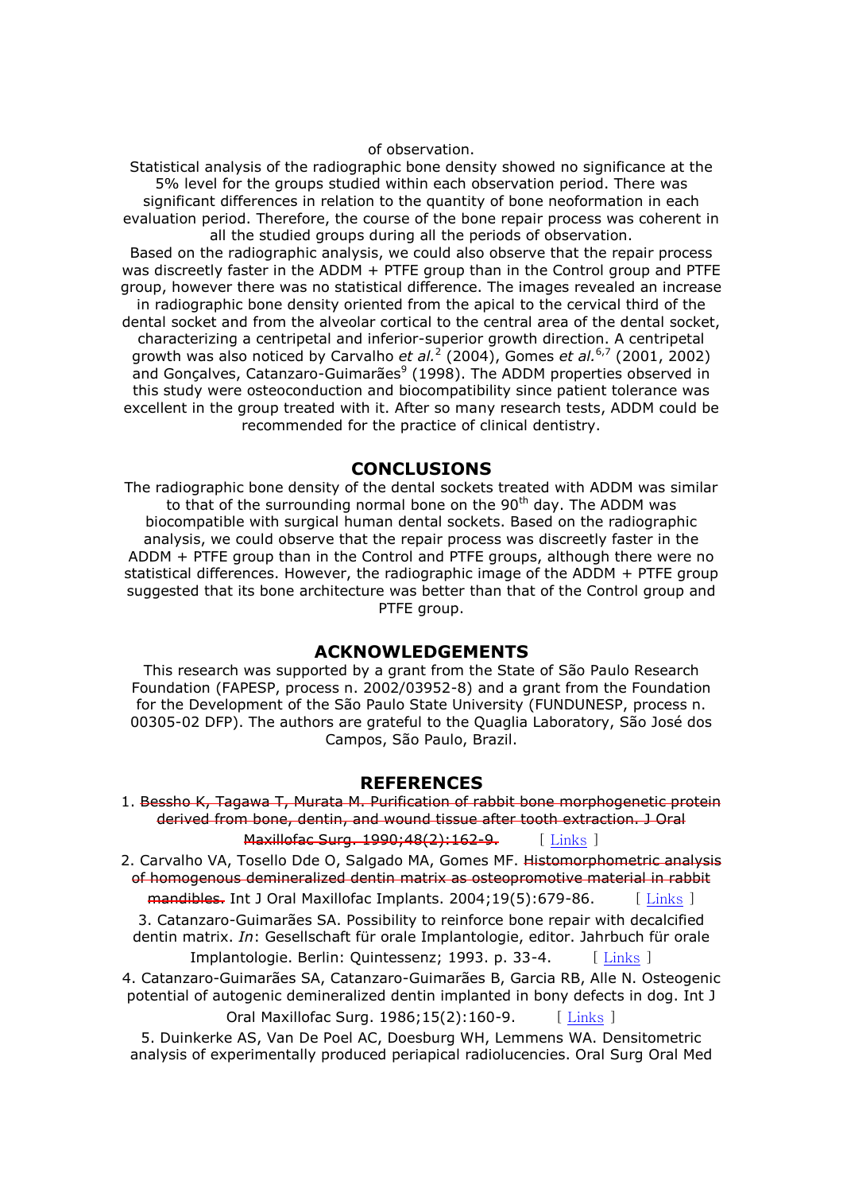of observation.

Statistical analysis of the radiographic bone density showed no significance at the 5% level for the groups studied within each observation period. There was significant differences in relation to the quantity of bone neoformation in each evaluation period. Therefore, the course of the bone repair process was coherent in all the studied groups during all the periods of observation.

Based on the radiographic analysis, we could also observe that the repair process was discreetly faster in the ADDM + PTFE group than in the Control group and PTFE group, however there was no statistical difference. The images revealed an increase in radiographic bone density oriented from the apical to the cervical third of the dental socket and from the alveolar cortical to the central area of the dental socket, characterizing a centripetal and inferior-superior growth direction. A centripetal growth was also noticed by Carvalho *et al.*[2] (2004), Gomes *et al.*[6,7] (2001, 2002) and Gonçalves, Catanzaro-Guimarães[9] (1998). The ADDM properties observed in this study were osteoconduction and biocompatibility since patient tolerance was excellent in the group treated with it. After so many research tests, ADDM could be recommended for the practice of clinical dentistry.

## CONCLUSIONS

The radiographic bone density of the dental sockets treated with ADDM was similar to that of the surrounding normal bone on the 90th day. The ADDM was biocompatible with surgical human dental sockets. Based on the radiographic analysis, we could observe that the repair process was discreetly faster in the ADDM + PTFE group than in the Control and PTFE groups, although there were no statistical differences. However, the radiographic image of the ADDM + PTFE group suggested that its bone architecture was better than that of the Control group and PTFE group.

## ACKNOWLEDGEMENTS

This research was supported by a grant from the State of São Paulo Research Foundation (FAPESP, process n. 2002/03952-8) and a grant from the Foundation for the Development of the São Paulo State University (FUNDUNESP, process n. 00305-02 DFP). The authors are grateful to the Quaglia Laboratory, São José dos Campos, São Paulo, Brazil.

## REFERENCES

1. ~~Bessho K, Tagawa T, Murata M. Purification of rabbit bone morphogenetic protein derived from bone, dentin, and wound tissue after tooth extraction. J Oral Maxillofac Surg. 1990;48(2):162-9.~~ [ Links ]

2. Carvalho VA, Tosello Dde O, Salgado MA, Gomes MF. ~~Histomorphometric analysis of homogenous demineralized dentin matrix as osteopromotive material in rabbit mandibles.~~ Int J Oral Maxillofac Implants. 2004;19(5):679-86. [ Links ]

3. Catanzaro-Guimarães SA. Possibility to reinforce bone repair with decalcified dentin matrix. *In*: Gesellschaft für orale Implantologie, editor. Jahrbuch für orale Implantologie. Berlin: Quintessenz; 1993. p. 33-4. [ Links ]

4. Catanzaro-Guimarães SA, Catanzaro-Guimarães B, Garcia RB, Alle N. Osteogenic potential of autogenic demineralized dentin implanted in bony defects in dog. Int J Oral Maxillofac Surg. 1986;15(2):160-9. [ Links ]

5. Duinkerke AS, Van De Poel AC, Doesburg WH, Lemmens WA. Densitometric analysis of experimentally produced periapical radiolucencies. Oral Surg Oral Med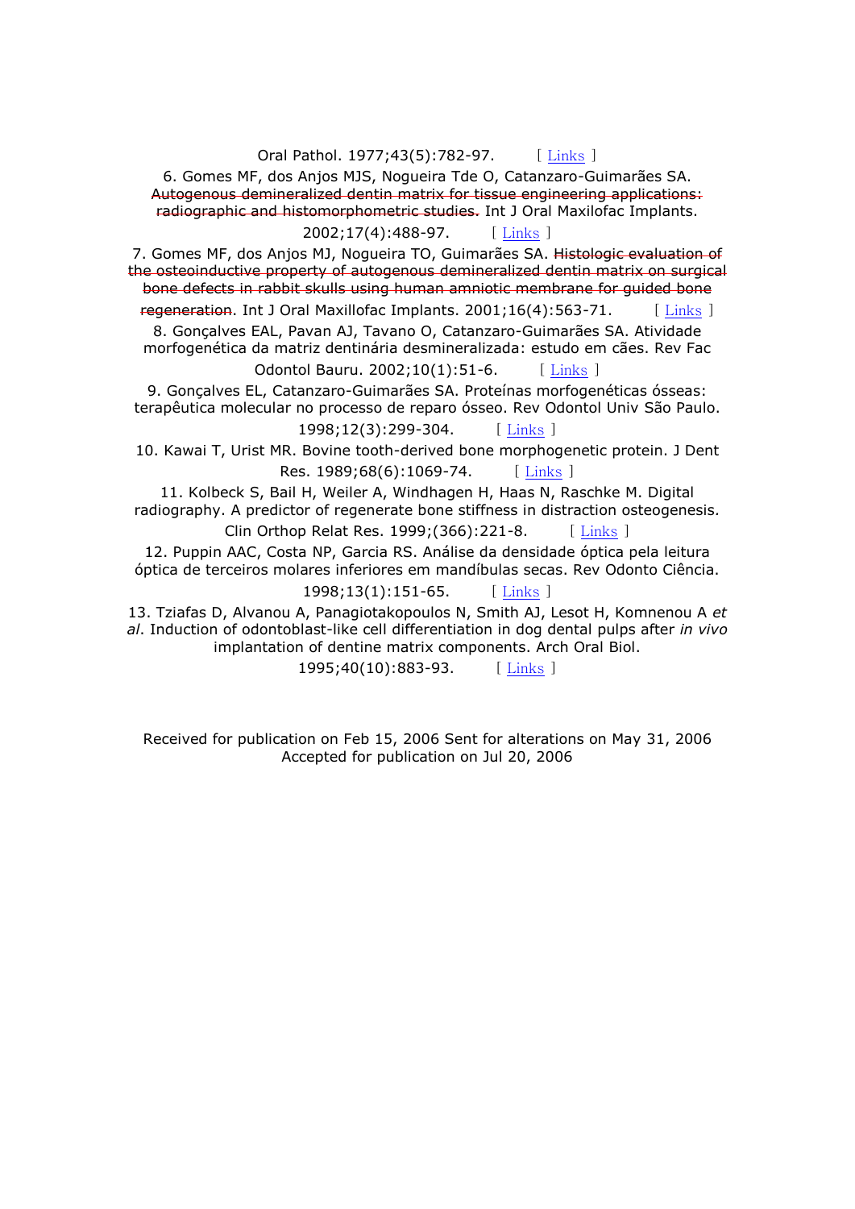Oral Pathol. 1977;43(5):782-97. [ Links ]

6. Gomes MF, dos Anjos MJS, Nogueira Tde O, Catanzaro-Guimarães SA. ~~Autogenous demineralized dentin matrix for tissue engineering applications: radiographic and histomorphometric studies.~~ Int J Oral Maxilofac Implants. 2002;17(4):488-97. [ Links ]

7. Gomes MF, dos Anjos MJ, Nogueira TO, Guimarães SA. ~~Histologic evaluation of the osteoinductive property of autogenous demineralized dentin matrix on surgical bone defects in rabbit skulls using human amniotic membrane for guided bone regeneration~~. Int J Oral Maxillofac Implants. 2001;16(4):563-71. [ Links ]

8. Gonçalves EAL, Pavan AJ, Tavano O, Catanzaro-Guimarães SA. Atividade morfogenética da matriz dentinária desmineralizada: estudo em cães. Rev Fac Odontol Bauru. 2002;10(1):51-6. [ Links ]

9. Gonçalves EL, Catanzaro-Guimarães SA. Proteínas morfogenéticas ósseas: terapêutica molecular no processo de reparo ósseo. Rev Odontol Univ São Paulo. 1998;12(3):299-304. [ Links ]

10. Kawai T, Urist MR. Bovine tooth-derived bone morphogenetic protein. J Dent Res. 1989;68(6):1069-74. [ Links ]

11. Kolbeck S, Bail H, Weiler A, Windhagen H, Haas N, Raschke M. Digital radiography. A predictor of regenerate bone stiffness in distraction osteogenesis. Clin Orthop Relat Res. 1999;(366):221-8. [ Links ]

12. Puppin AAC, Costa NP, Garcia RS. Análise da densidade óptica pela leitura óptica de terceiros molares inferiores em mandíbulas secas. Rev Odonto Ciência. 1998;13(1):151-65. [ Links ]

13. Tziafas D, Alvanou A, Panagiotakopoulos N, Smith AJ, Lesot H, Komnenou A *et al*. Induction of odontoblast-like cell differentiation in dog dental pulps after *in vivo* implantation of dentine matrix components. Arch Oral Biol. 1995;40(10):883-93. [ Links ]

Received for publication on Feb 15, 2006 Sent for alterations on May 31, 2006
Accepted for publication on Jul 20, 2006